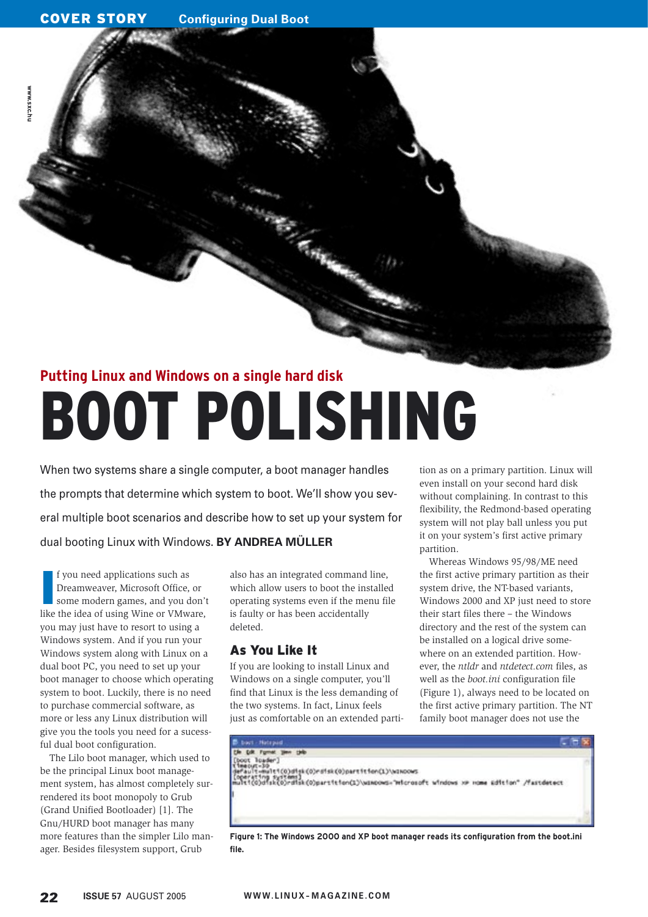## Putting Linux and Windows on a single hard disk

# BOOT POLISHING

When two systems share a single computer, a boot manager handles the prompts that determine which system to boot. We'll show you several multiple boot scenarios and describe how to set up your system for dual booting Linux with Windows. **BY ANDREA MÜLLER**

If you need applications such as Dreamweaver, Microsoft Office, or some modern games, and you don't like the idea of using Wine or VMware, you may just have to resort to using a Windows system. And if you run your Windows system along with Linux on a dual boot PC, you need to set up your boot manager to choose which operating system to boot. Luckily, there is no need to purchase commercial software, as more or less any Linux distribution will give you the tools you need for a sucessful dual boot configuration.

The Lilo boot manager, which used to be the principal Linux boot management system, has almost completely surrendered its boot monopoly to Grub (Grand Unified Bootloader) [1]. The Gnu/HURD boot manager has many more features than the simpler Lilo manager. Besides filesystem support, Grub also has an integrated command line, which allow users to boot the installed operating systems even if the menu file is faulty or has been accidentally deleted.

## As You Like It

If you are looking to install Linux and Windows on a single computer, you'll find that Linux is the less demanding of the two systems. In fact, Linux feels just as comfortable on an extended partition as on a primary partition. Linux will even install on your second hard disk without complaining. In contrast to this flexibility, the Redmond-based operating system will not play ball unless you put it on your system's first active primary partition.

Whereas Windows 95/98/ME need the first active primary partition as their system drive, the NT-based variants, Windows 2000 and XP just need to store their start files there – the Windows directory and the rest of the system can be installed on a logical drive somewhere on an extended partition. However, the *ntldr* and *ntdetect.com* files, as well as the *boot.ini* configuration file (Figure 1), always need to be located on the first active primary partition. The NT family boot manager does not use the

```
[boot loader]
timeout=30
default=multi(0)disk(0)rdisk(0)partition(1)\WINDOWS
[operating systems]
multi(0)disk(0)rdisk(0)partition(1)\WINDOWS="Microsoft Windows XP Home Edition" /fastdetect
```

**Figure 1: The Windows 2000 and XP boot manager reads its configuration from the boot.ini file.**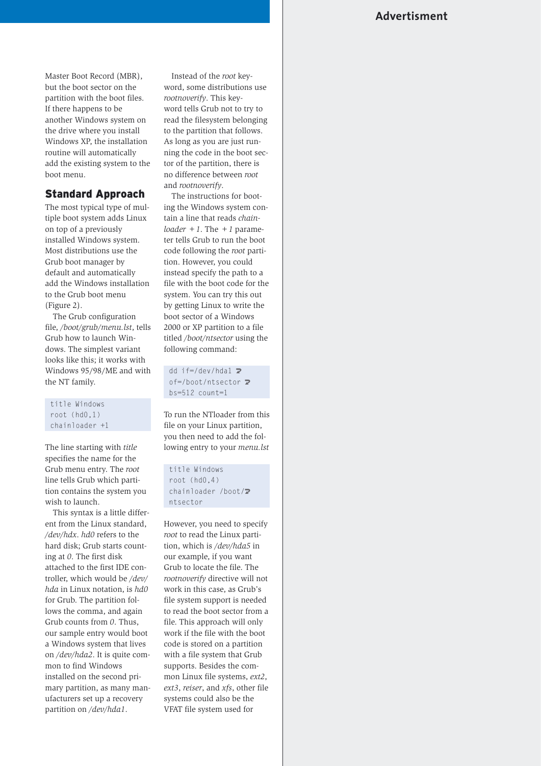Master Boot Record (MBR), but the boot sector on the partition with the boot files. If there happens to be another Windows system on the drive where you install Windows XP, the installation routine will automatically add the existing system to the boot menu.

## Standard Approach

The most typical type of multiple boot system adds Linux on top of a previously installed Windows system. Most distributions use the Grub boot manager by default and automatically add the Windows installation to the Grub boot menu (Figure 2).

The Grub configuration file, */boot/grub/menu.lst*, tells Grub how to launch Windows. The simplest variant looks like this; it works with Windows 95/98/ME and with the NT family.

```
title Windows
root (hd0,1)
chainloader +1
```

The line starting with *title* specifies the name for the Grub menu entry. The *root* line tells Grub which partition contains the system you wish to launch.

This syntax is a little different from the Linux standard, */dev/hdx*. *hd0* refers to the hard disk; Grub starts counting at *0*. The first disk attached to the first IDE controller, which would be */dev/hda* in Linux notation, is *hd0* for Grub. The partition follows the comma, and again Grub counts from *0*. Thus, our sample entry would boot a Windows system that lives on */dev/hda2*. It is quite common to find Windows installed on the second primary partition, as many manufacturers set up a recovery partition on */dev/hda1*.

Instead of the *root* keyword, some distributions use *rootnoverify*. This keyword tells Grub not to try to read the filesystem belonging to the partition that follows. As long as you are just running the code in the boot sector of the partition, there is no difference between *root* and *rootnoverify*.

The instructions for booting the Windows system contain a line that reads *chainloader +1*. The *+1* parameter tells Grub to run the boot code following the *root* partition. However, you could instead specify the path to a file with the boot code for the system. You can try this out by getting Linux to write the boot sector of a Windows 2000 or XP partition to a file titled */boot/ntsector* using the following command:

```
dd if=/dev/hda1 ↩
of=/boot/ntsector ↩
bs=512 count=1
```

To run the NTloader from this file on your Linux partition, you then need to add the following entry to your *menu.lst*

```
title Windows
root (hd0,4)
chainloader /boot/↩
ntsector
```

However, you need to specify *root* to read the Linux partition, which is */dev/hda5* in our example, if you want Grub to locate the file. The *rootnoverify* directive will not work in this case, as Grub's file system support is needed to read the boot sector from a file. This approach will only work if the file with the boot code is stored on a partition with a file system that Grub supports. Besides the common Linux file systems, *ext2*, *ext3*, *reiser*, and *xfs*, other file systems could also be the VFAT file system used for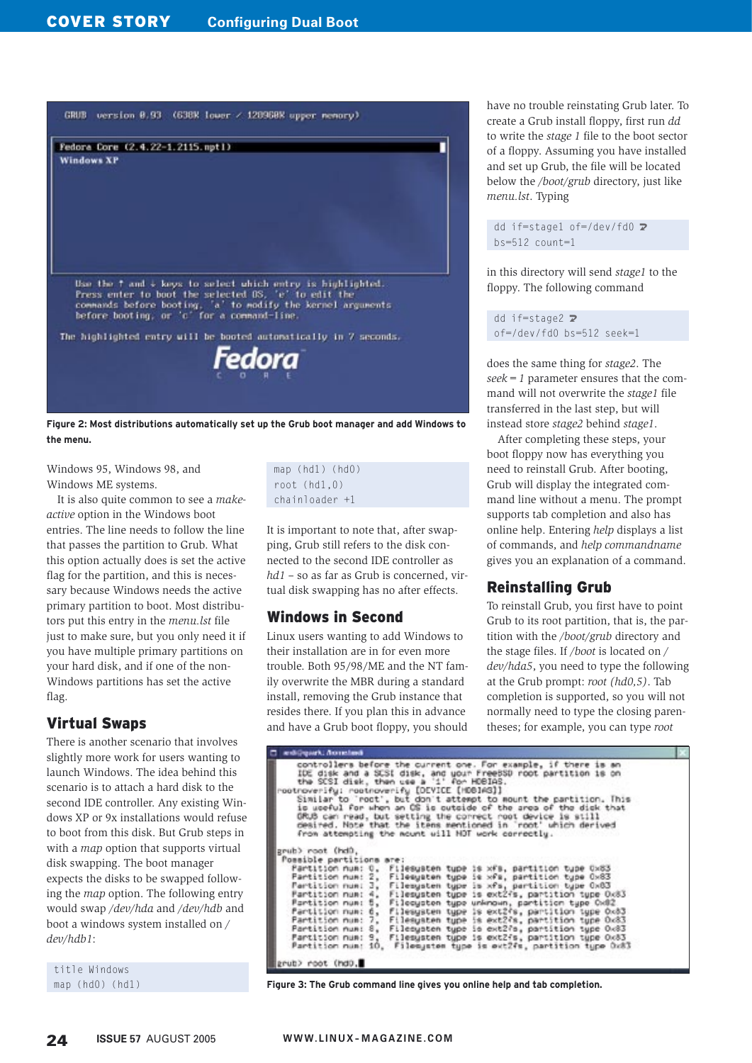Figure 2: Most distributions automatically set up the Grub boot manager and add Windows to the menu.

Windows 95, Windows 98, and Windows ME systems.

It is also quite common to see a *make-active* option in the Windows boot entries. The line needs to follow the line that passes the partition to Grub. What this option actually does is set the active flag for the partition, and this is necessary because Windows needs the active primary partition to boot. Most distributors put this entry in the *menu.lst* file just to make sure, but you only need it if you have multiple primary partitions on your hard disk, and if one of the non-Windows partitions has set the active flag.

## Virtual Swaps

There is another scenario that involves slightly more work for users wanting to launch Windows. The idea behind this scenario is to attach a hard disk to the second IDE controller. Any existing Windows XP or 9x installations would refuse to boot from this disk. But Grub steps in with a *map* option that supports virtual disk swapping. The boot manager expects the disks to be swapped following the *map* option. The following entry would swap */dev/hda* and */dev/hdb* and boot a windows system installed on */dev/hdb1*:

```
title Windows
map (hd0) (hd1)
map (hd1) (hd0)
root (hd1,0)
chainloader +1
```

It is important to note that, after swapping, Grub still refers to the disk connected to the second IDE controller as *hd1* – so as far as Grub is concerned, virtual disk swapping has no after effects.

## Windows in Second

Linux users wanting to add Windows to their installation are in for even more trouble. Both 95/98/ME and the NT family overwrite the MBR during a standard install, removing the Grub instance that resides there. If you plan this in advance and have a Grub boot floppy, you should have no trouble reinstating Grub later. To create a Grub install floppy, first run *dd* to write the *stage 1* file to the boot sector of a floppy. Assuming you have installed and set up Grub, the file will be located below the */boot/grub* directory, just like *menu.lst*. Typing

```
dd if=stage1 of=/dev/fd0 ➘
bs=512 count=1
```

in this directory will send *stage1* to the floppy. The following command

```
dd if=stage2 ➘
of=/dev/fd0 bs=512 seek=1
```

does the same thing for *stage2*. The *seek = 1* parameter ensures that the command will not overwrite the *stage1* file transferred in the last step, but will instead store *stage2* behind *stage1*.

After completing these steps, your boot floppy now has everything you need to reinstall Grub. After booting, Grub will display the integrated command line without a menu. The prompt supports tab completion and also has online help. Entering *help* displays a list of commands, and *help commandname* gives you an explanation of a command.

## Reinstalling Grub

To reinstall Grub, you first have to point Grub to its root partition, that is, the partition with the */boot/grub* directory and the stage files. If */boot* is located on */dev/hda5*, you need to type the following at the Grub prompt: *root (hd0,5)*. Tab completion is supported, so you will not normally need to type the closing parentheses; for example, you can type *root*

Figure 3: The Grub command line gives you online help and tab completion.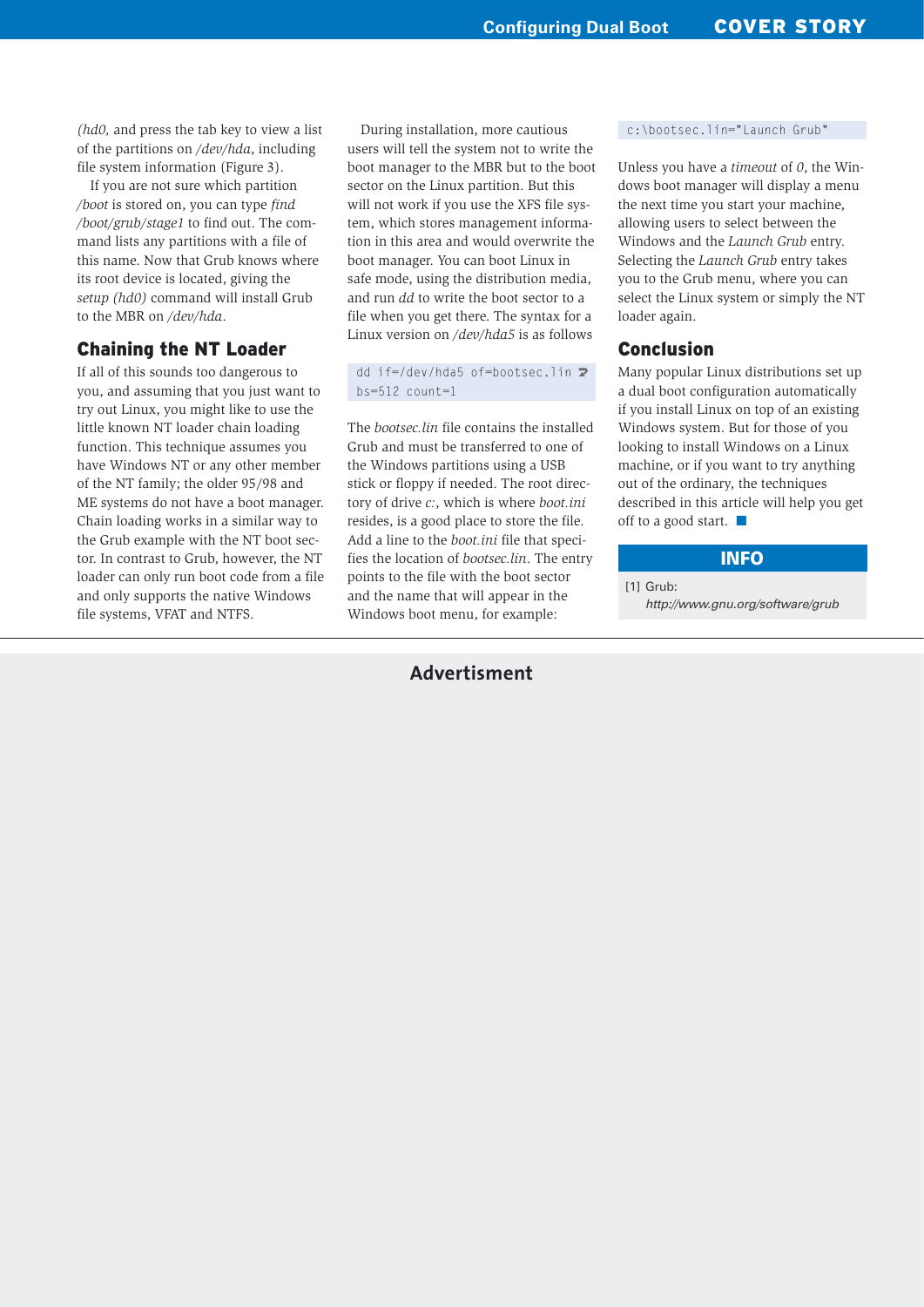*(hd0,* and press the tab key to view a list of the partitions on */dev/hda*, including file system information (Figure 3).

If you are not sure which partition */boot* is stored on, you can type *find /boot/grub/stage1* to find out. The command lists any partitions with a file of this name. Now that Grub knows where its root device is located, giving the *setup (hd0)* command will install Grub to the MBR on */dev/hda*.

## Chaining the NT Loader

If all of this sounds too dangerous to you, and assuming that you just want to try out Linux, you might like to use the little known NT loader chain loading function. This technique assumes you have Windows NT or any other member of the NT family; the older 95/98 and ME systems do not have a boot manager. Chain loading works in a similar way to the Grub example with the NT boot sector. In contrast to Grub, however, the NT loader can only run boot code from a file and only supports the native Windows file systems, VFAT and NTFS.

During installation, more cautious users will tell the system not to write the boot manager to the MBR but to the boot sector on the Linux partition. But this will not work if you use the XFS file system, which stores management information in this area and would overwrite the boot manager. You can boot Linux in safe mode, using the distribution media, and run *dd* to write the boot sector to a file when you get there. The syntax for a Linux version on */dev/hda5* is as follows

```
dd if=/dev/hda5 of=bootsec.lin bs=512 count=1
```

The *bootsec.lin* file contains the installed Grub and must be transferred to one of the Windows partitions using a USB stick or floppy if needed. The root directory of drive *c:*, which is where *boot.ini* resides, is a good place to store the file. Add a line to the *boot.ini* file that specifies the location of *bootsec.lin*. The entry points to the file with the boot sector and the name that will appear in the Windows boot menu, for example:

```
c:\bootsec.lin="Launch Grub"
```

Unless you have a *timeout* of *0*, the Windows boot manager will display a menu the next time you start your machine, allowing users to select between the Windows and the *Launch Grub* entry. Selecting the *Launch Grub* entry takes you to the Grub menu, where you can select the Linux system or simply the NT loader again.

## Conclusion

Many popular Linux distributions set up a dual boot configuration automatically if you install Linux on top of an existing Windows system. But for those of you looking to install Windows on a Linux machine, or if you want to try anything out of the ordinary, the techniques described in this article will help you get off to a good start. ■

## INFO

[1] Grub: *http://www.gnu.org/software/grub*

Advertisment